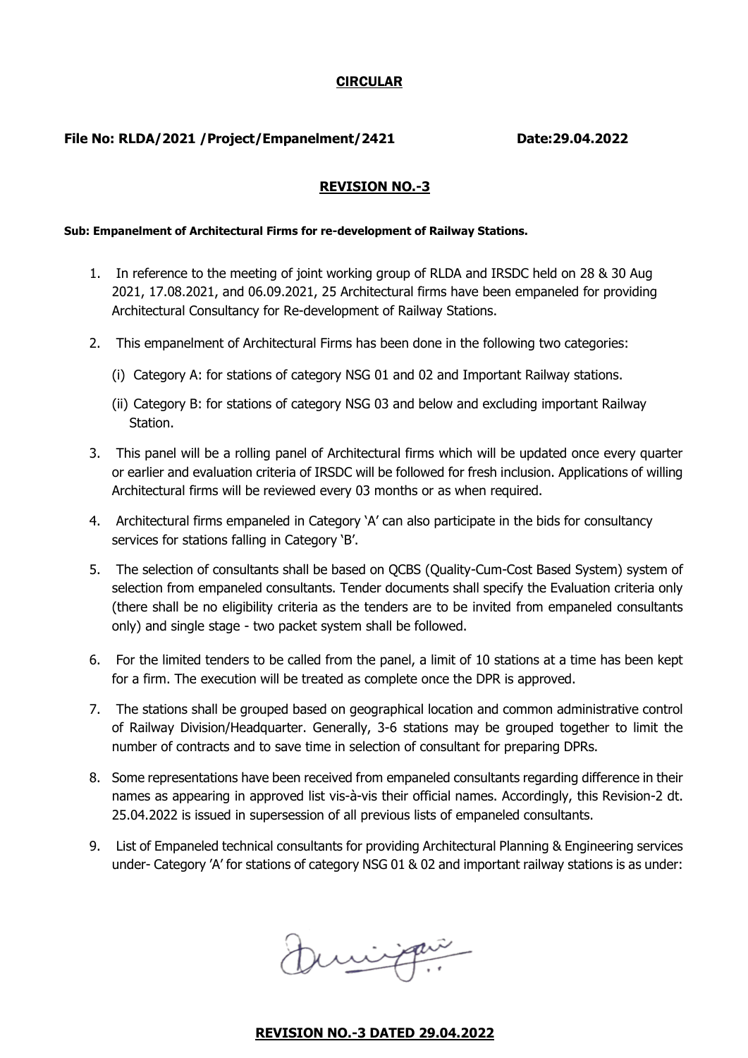# CIRCULAR

**File No: RLDA/2021 /Project/Empanelment/2421** **Date:29.04.2022**

## REVISION NO.-3

**Sub: Empanelment of Architectural Firms for re-development of Railway Stations.**

1. In reference to the meeting of joint working group of RLDA and IRSDC held on 28 & 30 Aug 2021, 17.08.2021, and 06.09.2021, 25 Architectural firms have been empaneled for providing Architectural Consultancy for Re-development of Railway Stations.

2. This empanelment of Architectural Firms has been done in the following two categories:

   (i) Category A: for stations of category NSG 01 and 02 and Important Railway stations.

   (ii) Category B: for stations of category NSG 03 and below and excluding important Railway Station.

3. This panel will be a rolling panel of Architectural firms which will be updated once every quarter or earlier and evaluation criteria of IRSDC will be followed for fresh inclusion. Applications of willing Architectural firms will be reviewed every 03 months or as when required.

4. Architectural firms empaneled in Category 'A' can also participate in the bids for consultancy services for stations falling in Category 'B'.

5. The selection of consultants shall be based on QCBS (Quality-Cum-Cost Based System) system of selection from empaneled consultants. Tender documents shall specify the Evaluation criteria only (there shall be no eligibility criteria as the tenders are to be invited from empaneled consultants only) and single stage - two packet system shall be followed.

6. For the limited tenders to be called from the panel, a limit of 10 stations at a time has been kept for a firm. The execution will be treated as complete once the DPR is approved.

7. The stations shall be grouped based on geographical location and common administrative control of Railway Division/Headquarter. Generally, 3-6 stations may be grouped together to limit the number of contracts and to save time in selection of consultant for preparing DPRs.

8. Some representations have been received from empaneled consultants regarding difference in their names as appearing in approved list vis-à-vis their official names. Accordingly, this Revision-2 dt. 25.04.2022 is issued in supersession of all previous lists of empaneled consultants.

9. List of Empaneled technical consultants for providing Architectural Planning & Engineering services under- Category 'A' for stations of category NSG 01 & 02 and important railway stations is as under:

**REVISION NO.-3 DATED 29.04.2022**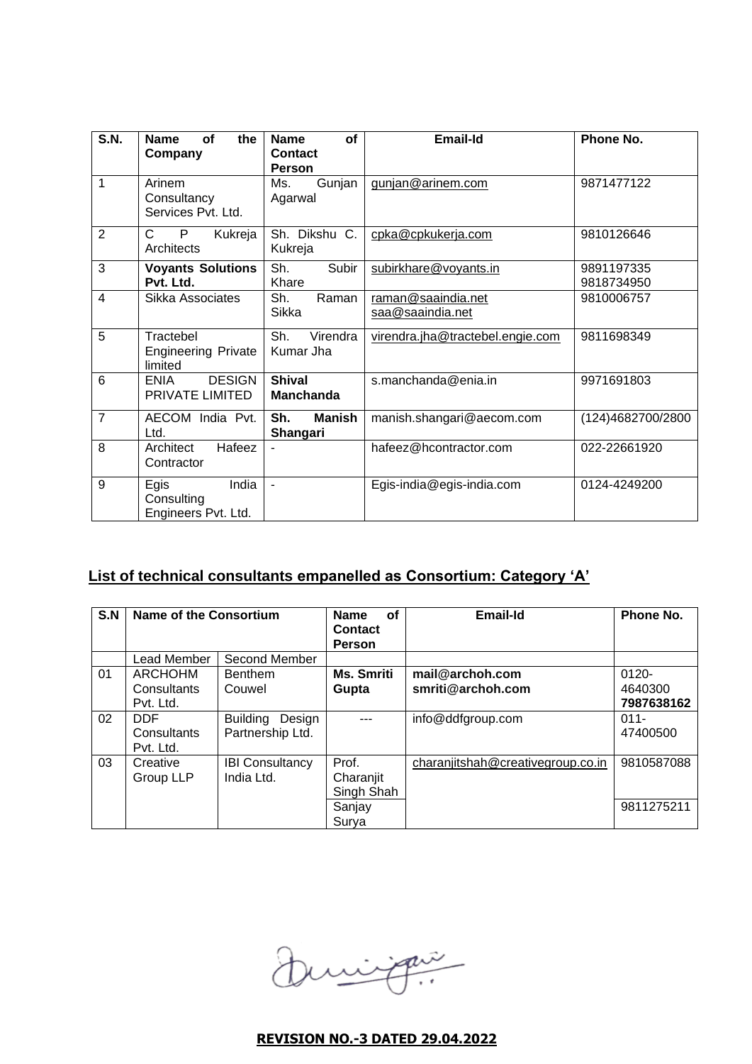| S.N. | Name of the Company | Name of Contact Person | Email-Id | Phone No. |
|---|---|---|---|---|
| 1 | Arinem Consultancy Services Pvt. Ltd. | Ms. Gunjan Agarwal | gunjan@arinem.com | 9871477122 |
| 2 | C P Kukreja Architects | Sh. Dikshu C. Kukreja | cpka@cpkukerja.com | 9810126646 |
| 3 | **Voyants Solutions Pvt. Ltd.** | Sh. Subir Khare | subirkhare@voyants.in | 9891197335<br>9818734950 |
| 4 | Sikka Associates | Sh. Raman Sikka | raman@saaindia.net<br>saa@saaindia.net | 9810006757 |
| 5 | Tractebel Engineering Private limited | Sh. Virendra Kumar Jha | virendra.jha@tractebel.engie.com | 9811698349 |
| 6 | ENIA DESIGN PRIVATE LIMITED | **Shival Manchanda** | s.manchanda@enia.in | 9971691803 |
| 7 | AECOM India Pvt. Ltd. | **Sh. Manish Shangari** | manish.shangari@aecom.com | (124)4682700/2800 |
| 8 | Architect Hafeez Contractor | - | hafeez@hcontractor.com | 022-22661920 |
| 9 | Egis India Consulting Engineers Pvt. Ltd. | - | Egis-india@egis-india.com | 0124-4249200 |

## List of technical consultants empanelled as Consortium: Category 'A'

| S.N | Name of the Consortium | | Name of Contact Person | Email-Id | Phone No. |
|---|---|---|---|---|---|
| | Lead Member | Second Member | | | |
| 01 | ARCHOHM Consultants Pvt. Ltd. | Benthem Couwel | **Ms. Smriti Gupta** | **mail@archoh.com**<br>**smriti@archoh.com** | 0120-4640300<br>**7987638162** |
| 02 | DDF Consultants Pvt. Ltd. | Building Design Partnership Ltd. | --- | info@ddfgroup.com | 011-47400500 |
| 03 | Creative Group LLP | IBI Consultancy India Ltd. | Prof. Charanjit Singh Shah | charanjitshah@creativegroup.co.in | 9810587088 |
| | | | Sanjay Surya | | 9811275211 |

**REVISION NO.-3 DATED 29.04.2022**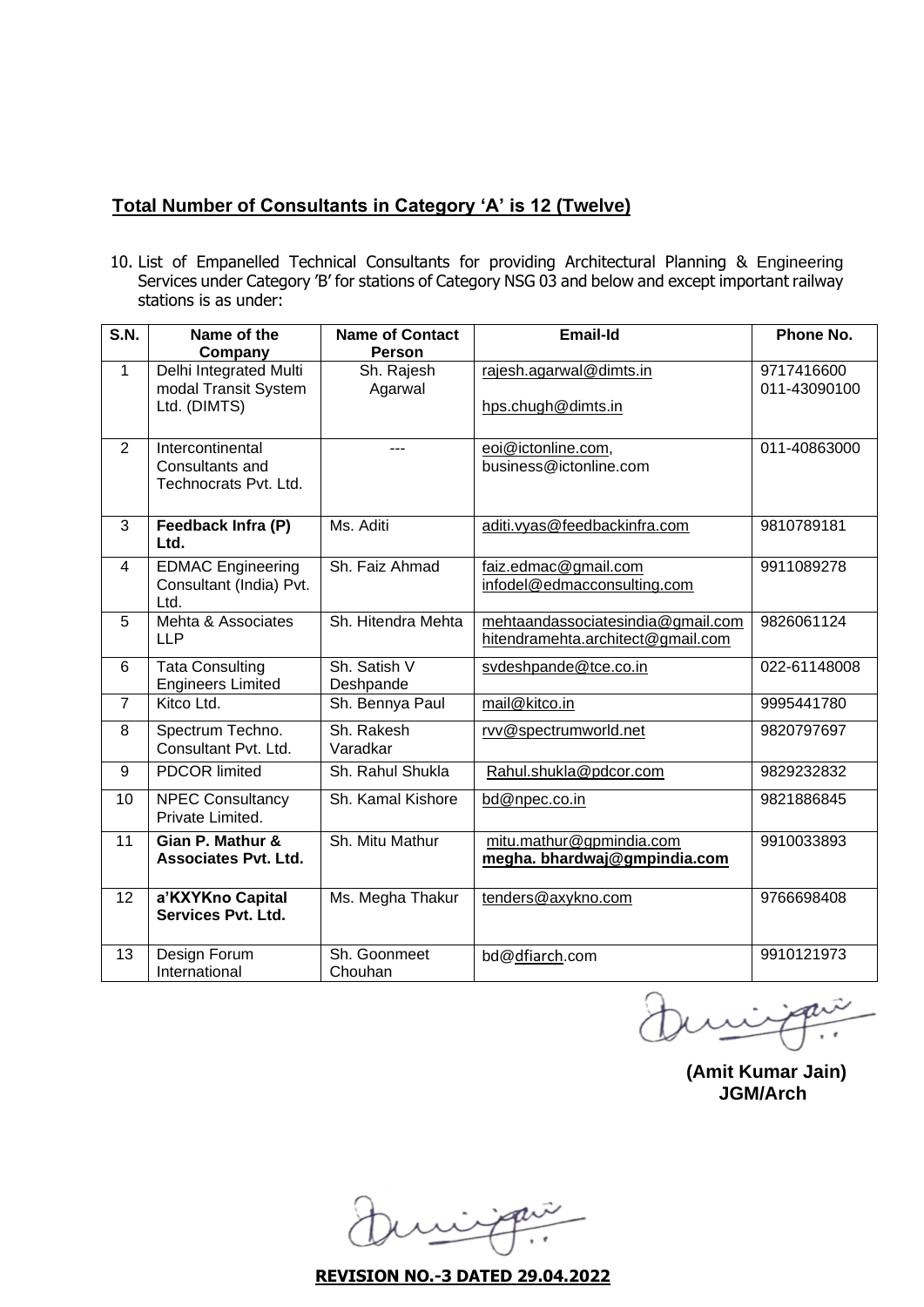**Total Number of Consultants in Category 'A' is 12 (Twelve)**

10. List of Empanelled Technical Consultants for providing Architectural Planning & Engineering Services under Category 'B' for stations of Category NSG 03 and below and except important railway stations is as under:

| S.N. | Name of the Company | Name of Contact Person | Email-Id | Phone No. |
|---|---|---|---|---|
| 1 | Delhi Integrated Multi modal Transit System Ltd. (DIMTS) | Sh. Rajesh Agarwal | rajesh.agarwal@dimts.in<br>hps.chugh@dimts.in | 9717416600<br>011-43090100 |
| 2 | Intercontinental Consultants and Technocrats Pvt. Ltd. | --- | eoi@ictonline.com, business@ictonline.com | 011-40863000 |
| 3 | **Feedback Infra (P) Ltd.** | Ms. Aditi | aditi.vyas@feedbackinfra.com | 9810789181 |
| 4 | EDMAC Engineering Consultant (India) Pvt. Ltd. | Sh. Faiz Ahmad | faiz.edmac@gmail.com<br>infodel@edmacconsulting.com | 9911089278 |
| 5 | Mehta & Associates LLP | Sh. Hitendra Mehta | mehtaandassociatesindia@gmail.com<br>hitendramehta.architect@gmail.com | 9826061124 |
| 6 | Tata Consulting Engineers Limited | Sh. Satish V Deshpande | svdeshpande@tce.co.in | 022-61148008 |
| 7 | Kitco Ltd. | Sh. Bennya Paul | mail@kitco.in | 9995441780 |
| 8 | Spectrum Techno. Consultant Pvt. Ltd. | Sh. Rakesh Varadkar | rvv@spectrumworld.net | 9820797697 |
| 9 | PDCOR limited | Sh. Rahul Shukla | Rahul.shukla@pdcor.com | 9829232832 |
| 10 | NPEC Consultancy Private Limited. | Sh. Kamal Kishore | bd@npec.co.in | 9821886845 |
| 11 | **Gian P. Mathur & Associates Pvt. Ltd.** | Sh. Mitu Mathur | mitu.mathur@gpmindia.com<br>**megha. bhardwaj@gmpindia.com** | 9910033893 |
| 12 | **a'KXYKno Capital Services Pvt. Ltd.** | Ms. Megha Thakur | tenders@axykno.com | 9766698408 |
| 13 | Design Forum International | Sh. Goonmeet Chouhan | bd@dfiarch.com | 9910121973 |

**(Amit Kumar Jain)**
**JGM/Arch**

**REVISION NO.-3 DATED 29.04.2022**